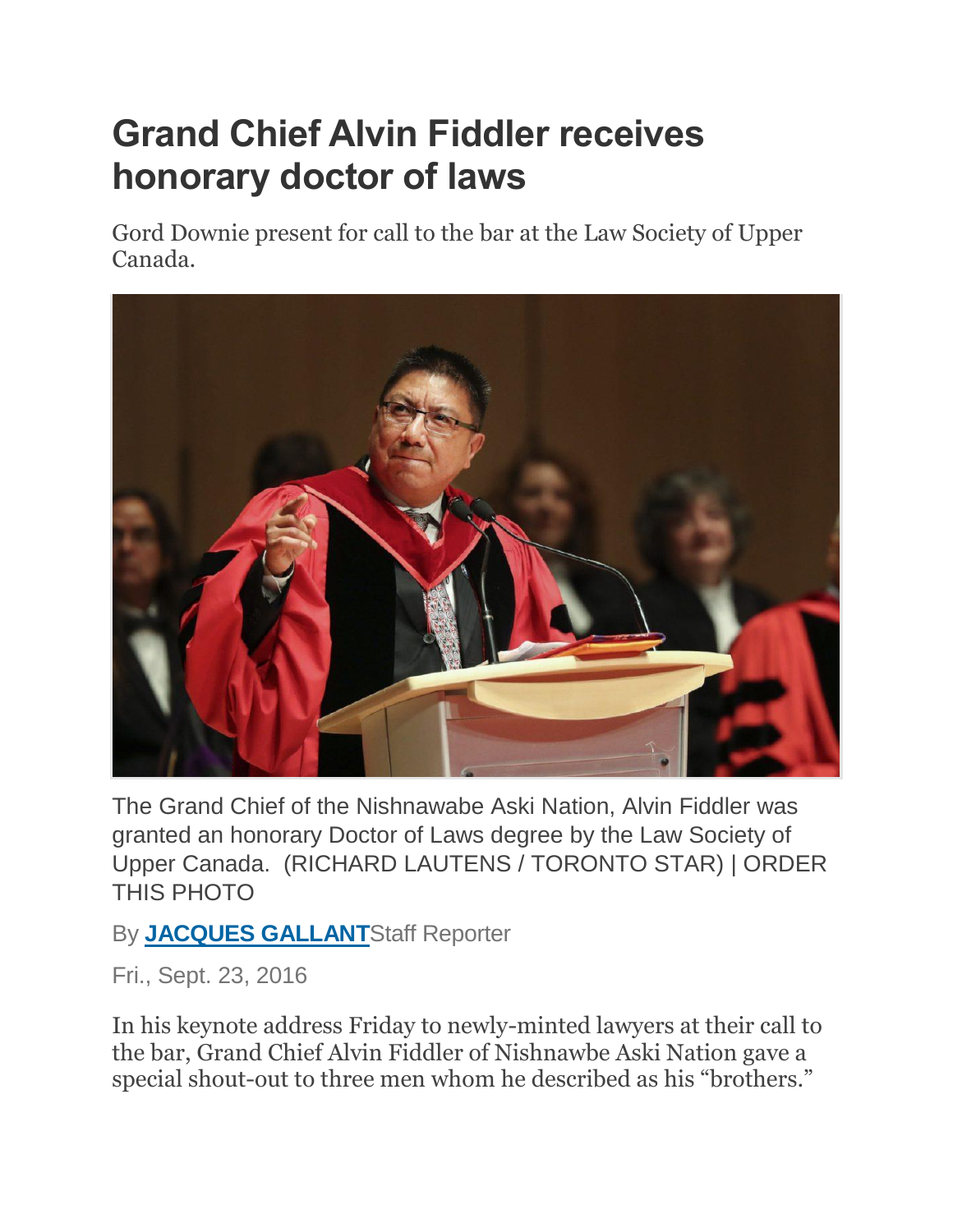# Grand Chief Alvin Fiddler receives honorary doctor of laws

Gord Downie present for call to the bar at the Law Society of Upper Canada.

The Grand Chief of the Nishnawabe Aski Nation, Alvin Fiddler was granted an honorary Doctor of Laws degree by the Law Society of Upper Canada. (RICHARD LAUTENS / TORONTO STAR) | ORDER THIS PHOTO

By **JACQUES GALLANT**Staff Reporter

Fri., Sept. 23, 2016

In his keynote address Friday to newly-minted lawyers at their call to the bar, Grand Chief Alvin Fiddler of Nishnawbe Aski Nation gave a special shout-out to three men whom he described as his "brothers."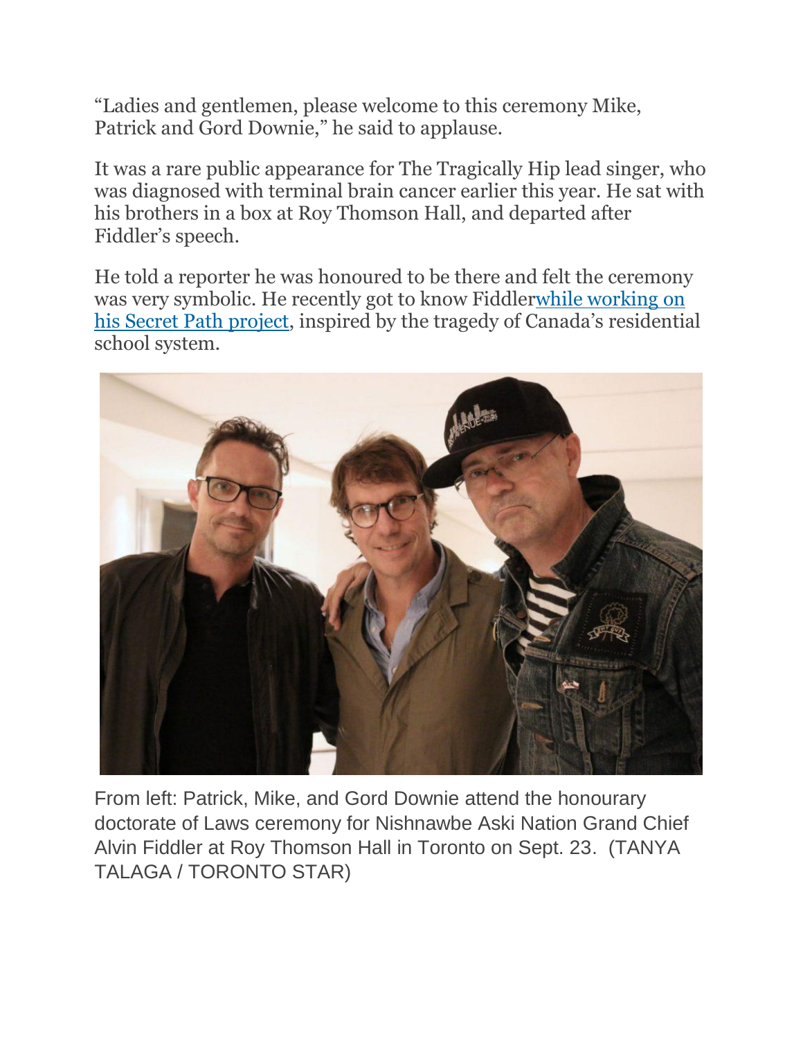"Ladies and gentlemen, please welcome to this ceremony Mike, Patrick and Gord Downie," he said to applause.

It was a rare public appearance for The Tragically Hip lead singer, who was diagnosed with terminal brain cancer earlier this year. He sat with his brothers in a box at Roy Thomson Hall, and departed after Fiddler's speech.

He told a reporter he was honoured to be there and felt the ceremony was very symbolic. He recently got to know Fiddlerwhile working on his Secret Path project, inspired by the tragedy of Canada's residential school system.

From left: Patrick, Mike, and Gord Downie attend the honourary doctorate of Laws ceremony for Nishnawbe Aski Nation Grand Chief Alvin Fiddler at Roy Thomson Hall in Toronto on Sept. 23. (TANYA TALAGA / TORONTO STAR)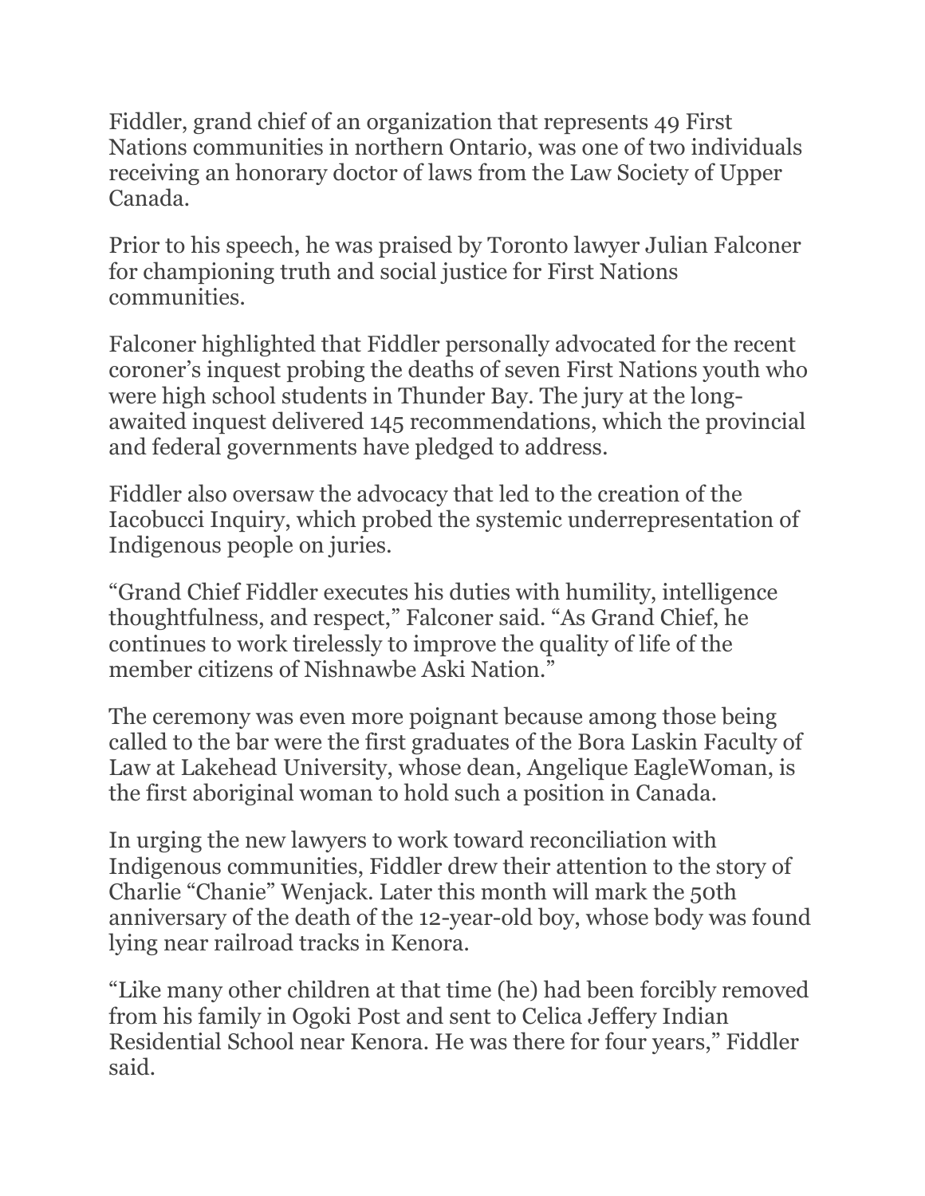Fiddler, grand chief of an organization that represents 49 First Nations communities in northern Ontario, was one of two individuals receiving an honorary doctor of laws from the Law Society of Upper Canada.

Prior to his speech, he was praised by Toronto lawyer Julian Falconer for championing truth and social justice for First Nations communities.

Falconer highlighted that Fiddler personally advocated for the recent coroner's inquest probing the deaths of seven First Nations youth who were high school students in Thunder Bay. The jury at the long-awaited inquest delivered 145 recommendations, which the provincial and federal governments have pledged to address.

Fiddler also oversaw the advocacy that led to the creation of the Iacobucci Inquiry, which probed the systemic underrepresentation of Indigenous people on juries.

"Grand Chief Fiddler executes his duties with humility, intelligence thoughtfulness, and respect," Falconer said. "As Grand Chief, he continues to work tirelessly to improve the quality of life of the member citizens of Nishnawbe Aski Nation."

The ceremony was even more poignant because among those being called to the bar were the first graduates of the Bora Laskin Faculty of Law at Lakehead University, whose dean, Angelique EagleWoman, is the first aboriginal woman to hold such a position in Canada.

In urging the new lawyers to work toward reconciliation with Indigenous communities, Fiddler drew their attention to the story of Charlie "Chanie" Wenjack. Later this month will mark the 50th anniversary of the death of the 12-year-old boy, whose body was found lying near railroad tracks in Kenora.

"Like many other children at that time (he) had been forcibly removed from his family in Ogoki Post and sent to Celica Jeffery Indian Residential School near Kenora. He was there for four years," Fiddler said.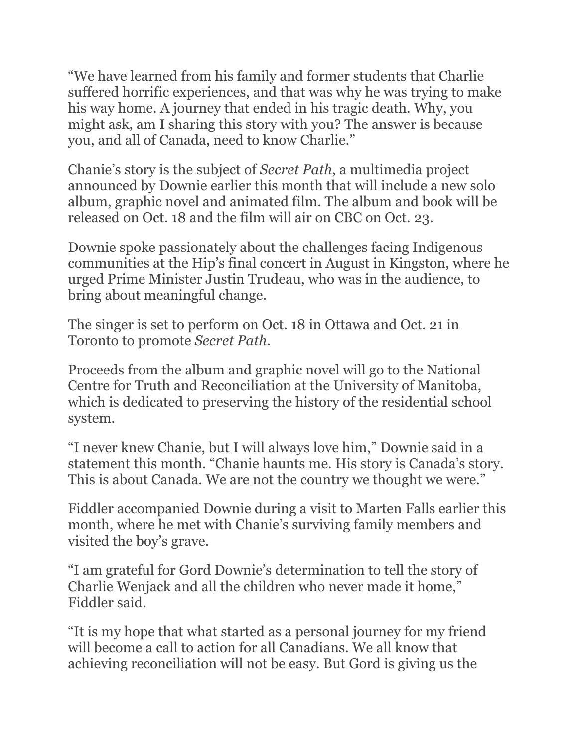"We have learned from his family and former students that Charlie suffered horrific experiences, and that was why he was trying to make his way home. A journey that ended in his tragic death. Why, you might ask, am I sharing this story with you? The answer is because you, and all of Canada, need to know Charlie."

Chanie's story is the subject of *Secret Path*, a multimedia project announced by Downie earlier this month that will include a new solo album, graphic novel and animated film. The album and book will be released on Oct. 18 and the film will air on CBC on Oct. 23.

Downie spoke passionately about the challenges facing Indigenous communities at the Hip's final concert in August in Kingston, where he urged Prime Minister Justin Trudeau, who was in the audience, to bring about meaningful change.

The singer is set to perform on Oct. 18 in Ottawa and Oct. 21 in Toronto to promote *Secret Path*.

Proceeds from the album and graphic novel will go to the National Centre for Truth and Reconciliation at the University of Manitoba, which is dedicated to preserving the history of the residential school system.

"I never knew Chanie, but I will always love him," Downie said in a statement this month. "Chanie haunts me. His story is Canada's story. This is about Canada. We are not the country we thought we were."

Fiddler accompanied Downie during a visit to Marten Falls earlier this month, where he met with Chanie's surviving family members and visited the boy's grave.

"I am grateful for Gord Downie's determination to tell the story of Charlie Wenjack and all the children who never made it home," Fiddler said.

"It is my hope that what started as a personal journey for my friend will become a call to action for all Canadians. We all know that achieving reconciliation will not be easy. But Gord is giving us the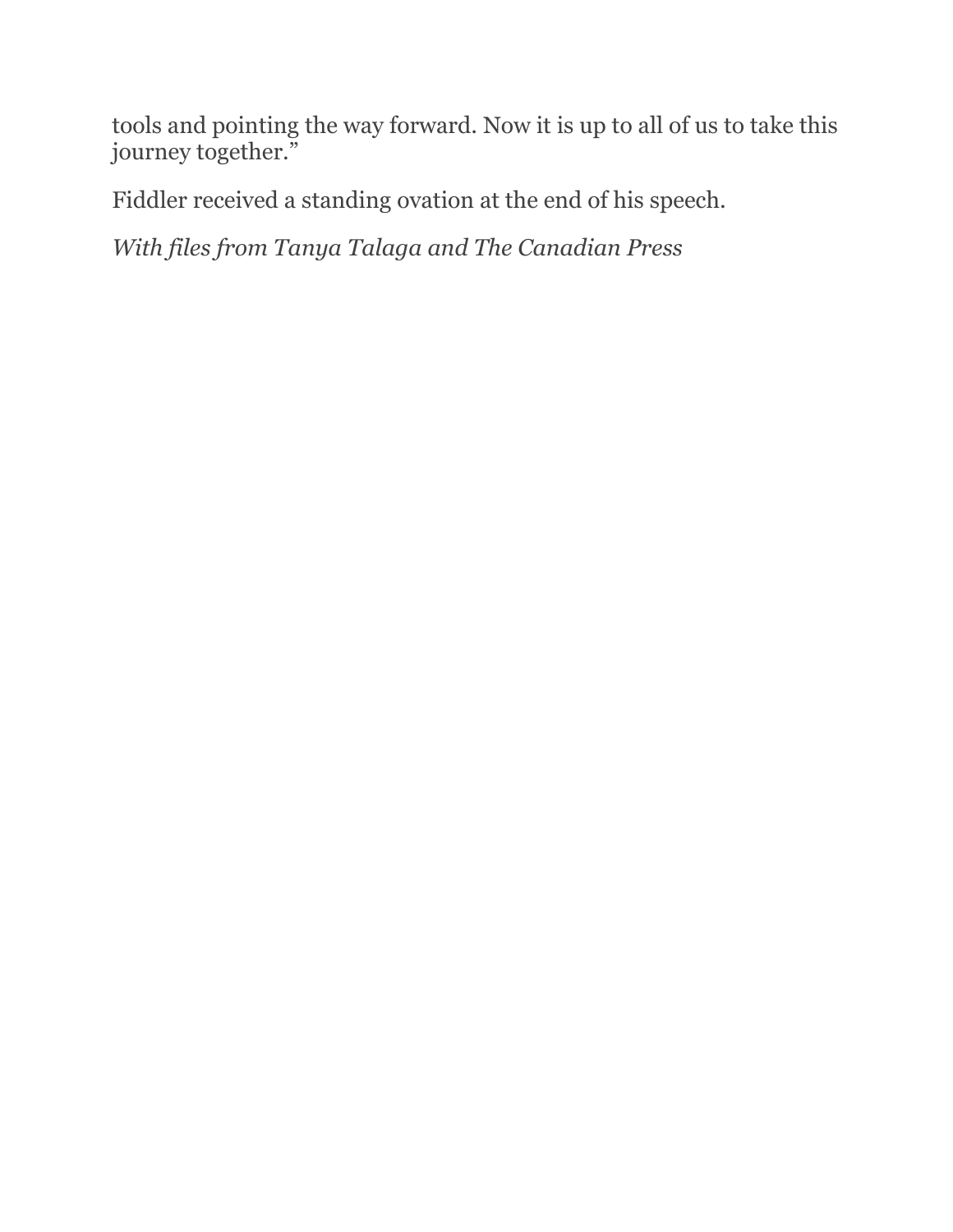tools and pointing the way forward. Now it is up to all of us to take this journey together."

Fiddler received a standing ovation at the end of his speech.

*With files from Tanya Talaga and The Canadian Press*